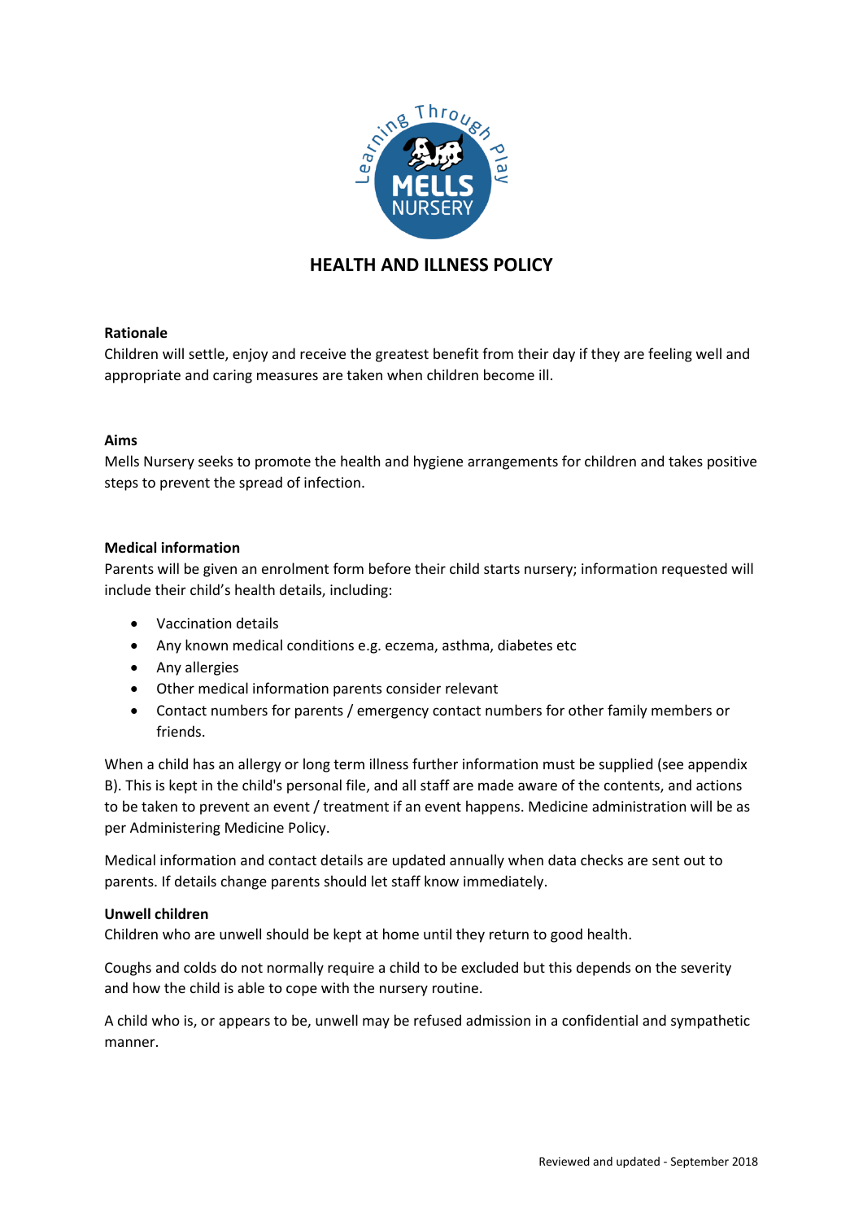# HEALTH AND ILLNESS POLICY

**Rationale**

Children will settle, enjoy and receive the greatest benefit from their day if they are feeling well and appropriate and caring measures are taken when children become ill.

**Aims**

Mells Nursery seeks to promote the health and hygiene arrangements for children and takes positive steps to prevent the spread of infection.

**Medical information**

Parents will be given an enrolment form before their child starts nursery; information requested will include their child's health details, including:

- Vaccination details
- Any known medical conditions e.g. eczema, asthma, diabetes etc
- Any allergies
- Other medical information parents consider relevant
- Contact numbers for parents / emergency contact numbers for other family members or friends.

When a child has an allergy or long term illness further information must be supplied (see appendix B). This is kept in the child's personal file, and all staff are made aware of the contents, and actions to be taken to prevent an event / treatment if an event happens. Medicine administration will be as per Administering Medicine Policy.

Medical information and contact details are updated annually when data checks are sent out to parents. If details change parents should let staff know immediately.

**Unwell children**

Children who are unwell should be kept at home until they return to good health.

Coughs and colds do not normally require a child to be excluded but this depends on the severity and how the child is able to cope with the nursery routine.

A child who is, or appears to be, unwell may be refused admission in a confidential and sympathetic manner.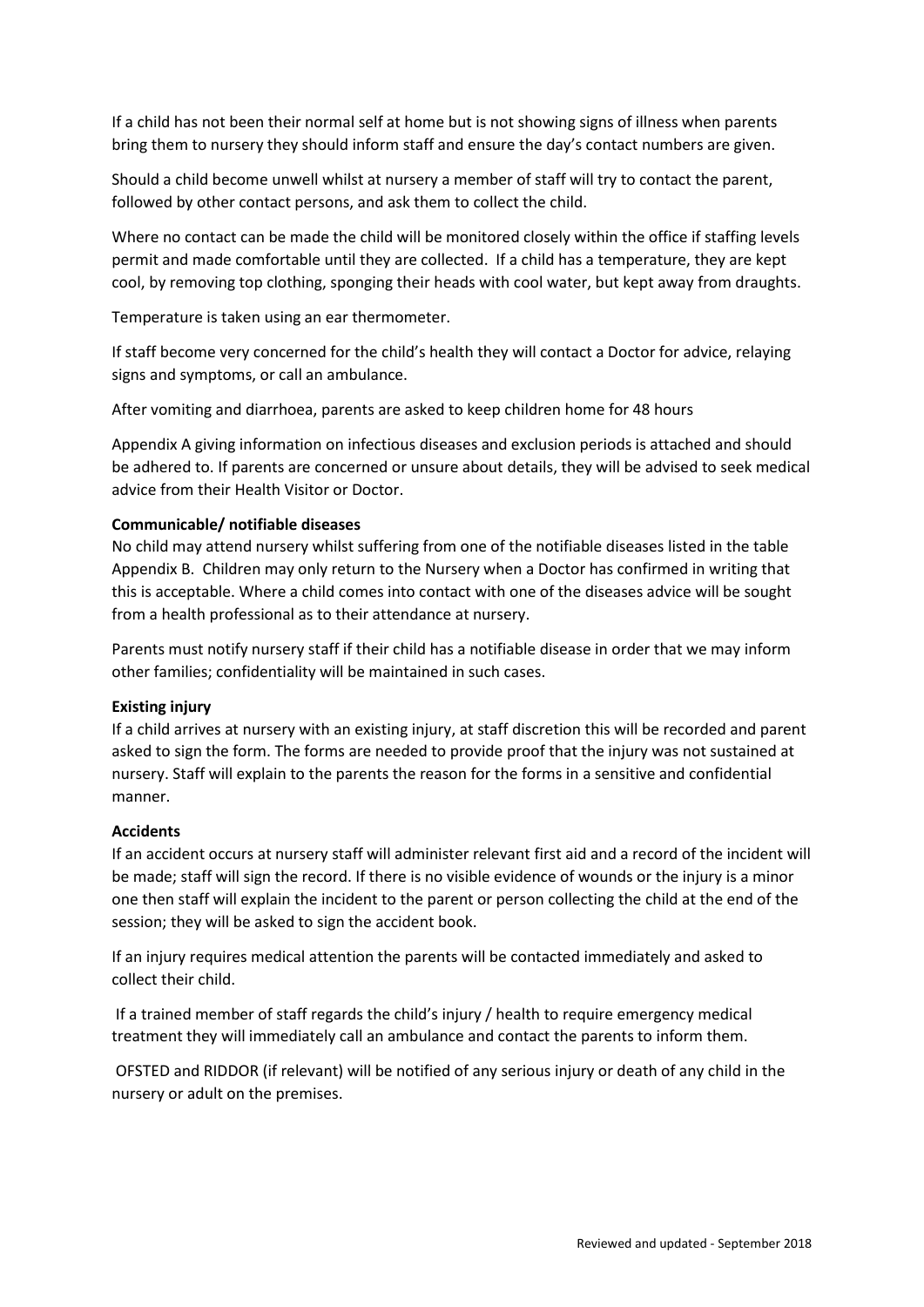If a child has not been their normal self at home but is not showing signs of illness when parents bring them to nursery they should inform staff and ensure the day's contact numbers are given.

Should a child become unwell whilst at nursery a member of staff will try to contact the parent, followed by other contact persons, and ask them to collect the child.

Where no contact can be made the child will be monitored closely within the office if staffing levels permit and made comfortable until they are collected. If a child has a temperature, they are kept cool, by removing top clothing, sponging their heads with cool water, but kept away from draughts.

Temperature is taken using an ear thermometer.

If staff become very concerned for the child's health they will contact a Doctor for advice, relaying signs and symptoms, or call an ambulance.

After vomiting and diarrhoea, parents are asked to keep children home for 48 hours

Appendix A giving information on infectious diseases and exclusion periods is attached and should be adhered to. If parents are concerned or unsure about details, they will be advised to seek medical advice from their Health Visitor or Doctor.

**Communicable/ notifiable diseases**

No child may attend nursery whilst suffering from one of the notifiable diseases listed in the table Appendix B. Children may only return to the Nursery when a Doctor has confirmed in writing that this is acceptable. Where a child comes into contact with one of the diseases advice will be sought from a health professional as to their attendance at nursery.

Parents must notify nursery staff if their child has a notifiable disease in order that we may inform other families; confidentiality will be maintained in such cases.

**Existing injury**

If a child arrives at nursery with an existing injury, at staff discretion this will be recorded and parent asked to sign the form. The forms are needed to provide proof that the injury was not sustained at nursery. Staff will explain to the parents the reason for the forms in a sensitive and confidential manner.

**Accidents**

If an accident occurs at nursery staff will administer relevant first aid and a record of the incident will be made; staff will sign the record. If there is no visible evidence of wounds or the injury is a minor one then staff will explain the incident to the parent or person collecting the child at the end of the session; they will be asked to sign the accident book.

If an injury requires medical attention the parents will be contacted immediately and asked to collect their child.

If a trained member of staff regards the child's injury / health to require emergency medical treatment they will immediately call an ambulance and contact the parents to inform them.

OFSTED and RIDDOR (if relevant) will be notified of any serious injury or death of any child in the nursery or adult on the premises.

Reviewed and updated - September 2018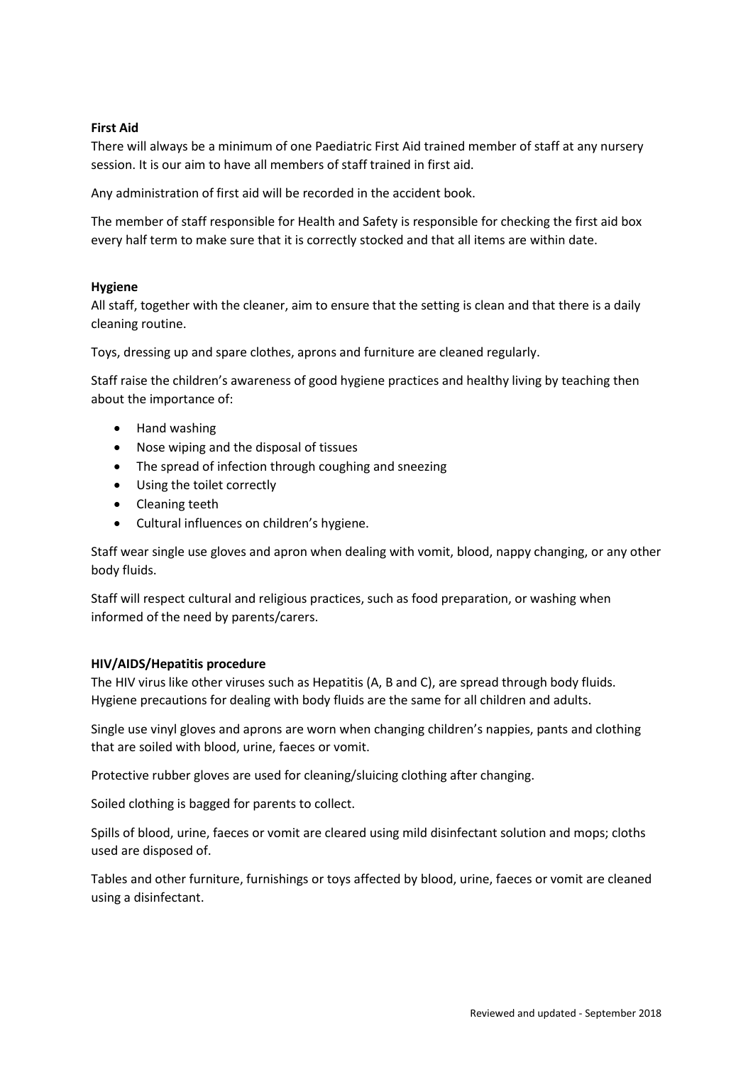**First Aid**

There will always be a minimum of one Paediatric First Aid trained member of staff at any nursery session. It is our aim to have all members of staff trained in first aid.

Any administration of first aid will be recorded in the accident book.

The member of staff responsible for Health and Safety is responsible for checking the first aid box every half term to make sure that it is correctly stocked and that all items are within date.

**Hygiene**

All staff, together with the cleaner, aim to ensure that the setting is clean and that there is a daily cleaning routine.

Toys, dressing up and spare clothes, aprons and furniture are cleaned regularly.

Staff raise the children's awareness of good hygiene practices and healthy living by teaching then about the importance of:

- Hand washing
- Nose wiping and the disposal of tissues
- The spread of infection through coughing and sneezing
- Using the toilet correctly
- Cleaning teeth
- Cultural influences on children's hygiene.

Staff wear single use gloves and apron when dealing with vomit, blood, nappy changing, or any other body fluids.

Staff will respect cultural and religious practices, such as food preparation, or washing when informed of the need by parents/carers.

**HIV/AIDS/Hepatitis procedure**

The HIV virus like other viruses such as Hepatitis (A, B and C), are spread through body fluids. Hygiene precautions for dealing with body fluids are the same for all children and adults.

Single use vinyl gloves and aprons are worn when changing children's nappies, pants and clothing that are soiled with blood, urine, faeces or vomit.

Protective rubber gloves are used for cleaning/sluicing clothing after changing.

Soiled clothing is bagged for parents to collect.

Spills of blood, urine, faeces or vomit are cleared using mild disinfectant solution and mops; cloths used are disposed of.

Tables and other furniture, furnishings or toys affected by blood, urine, faeces or vomit are cleaned using a disinfectant.

Reviewed and updated - September 2018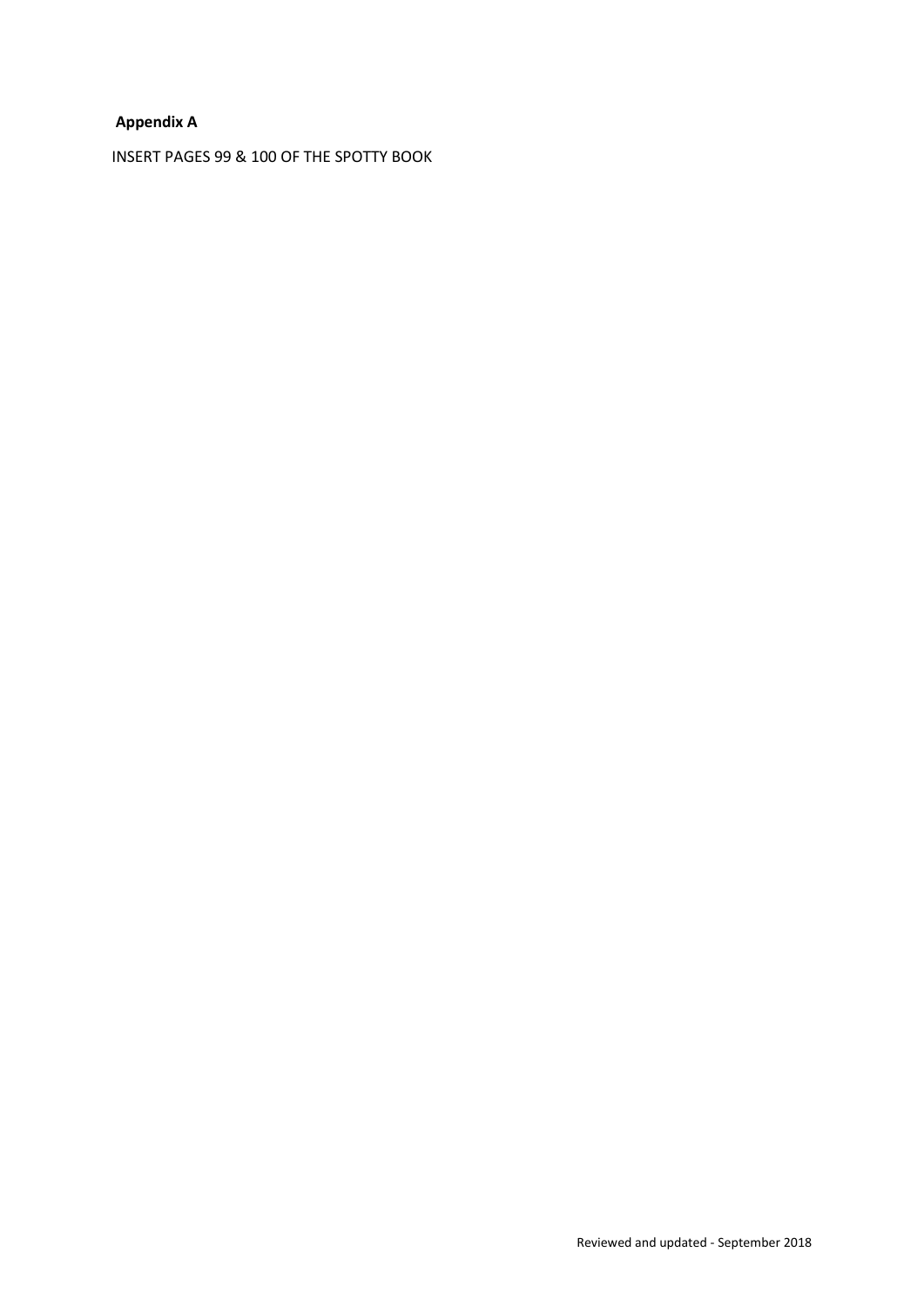**Appendix A**

INSERT PAGES 99 & 100 OF THE SPOTTY BOOK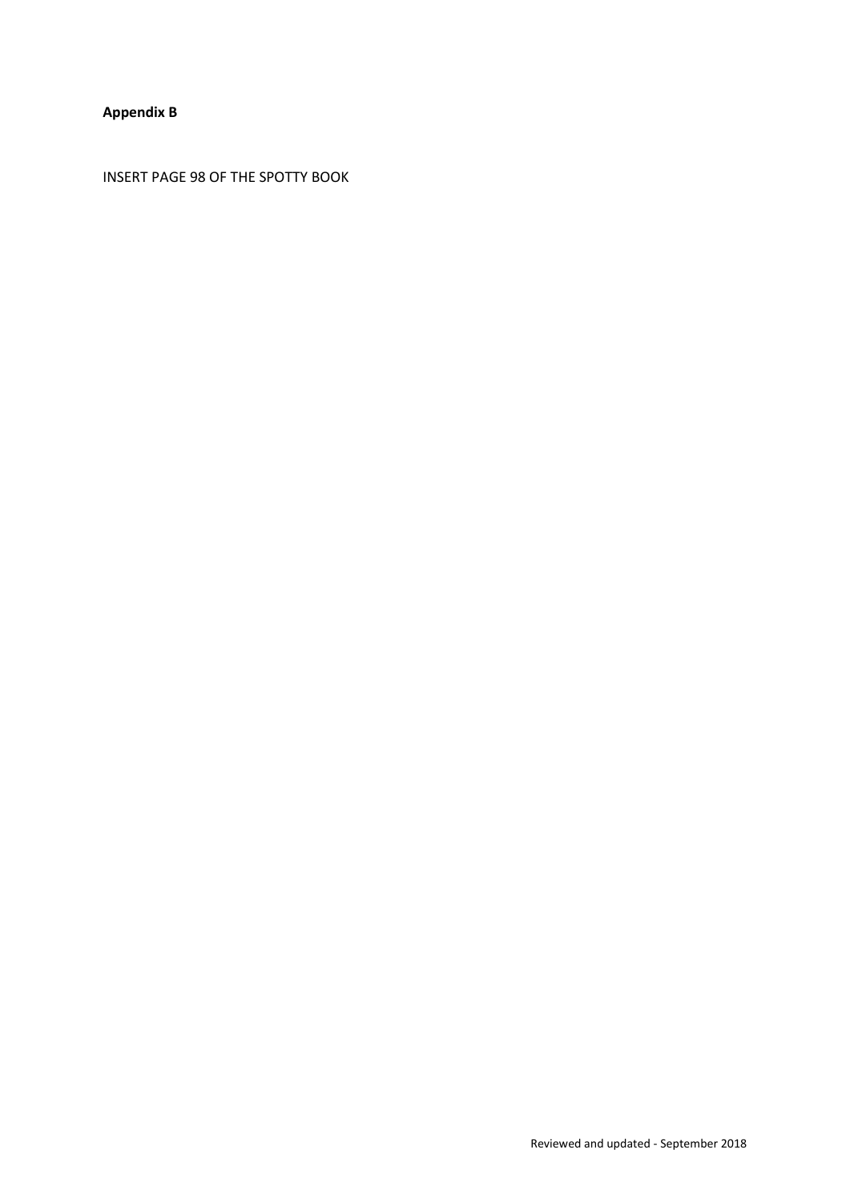**Appendix B**

INSERT PAGE 98 OF THE SPOTTY BOOK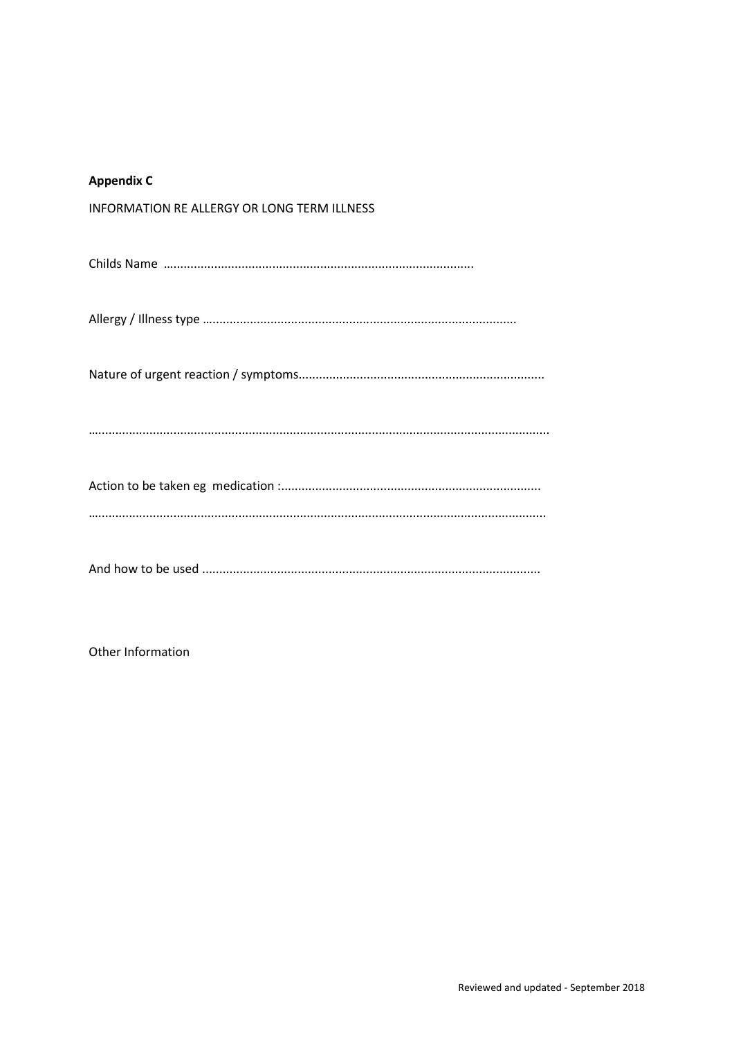**Appendix C**

INFORMATION RE ALLERGY OR LONG TERM ILLNESS

Childs Name ………………………………………………………………………………

Allergy / Illness type ………………………………………………………………………

Nature of urgent reaction / symptoms……………………………………………………………

…………………………………………………………………………………………………………

Action to be taken eg medication :…………………………………………………………………
…………………………………………………………………………………………………………

And how to be used ………………………………………………………………………………

Other Information

Reviewed and updated - September 2018